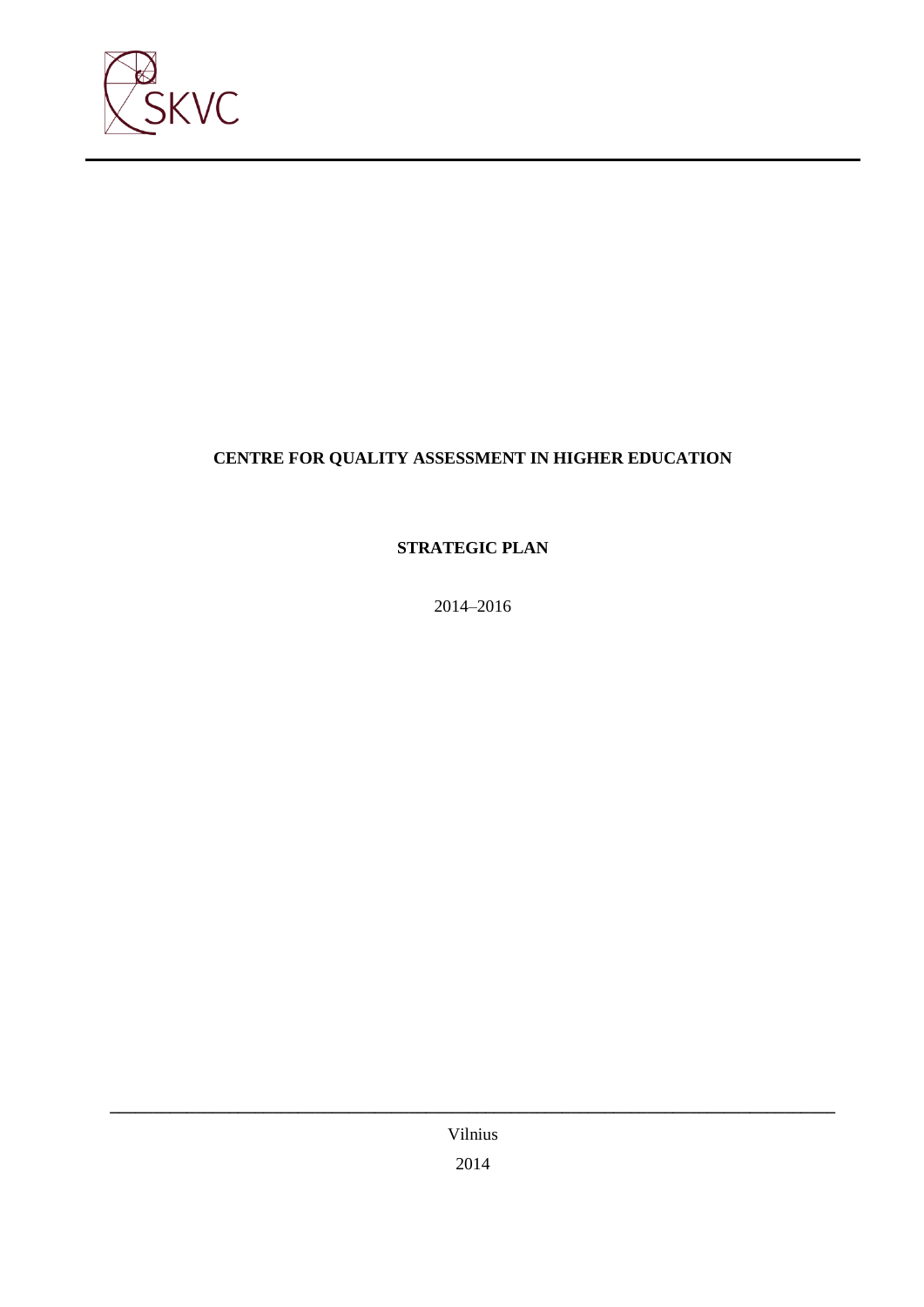SKVC

# CENTRE FOR QUALITY ASSESSMENT IN HIGHER EDUCATION

## STRATEGIC PLAN

2014–2016

Vilnius

2014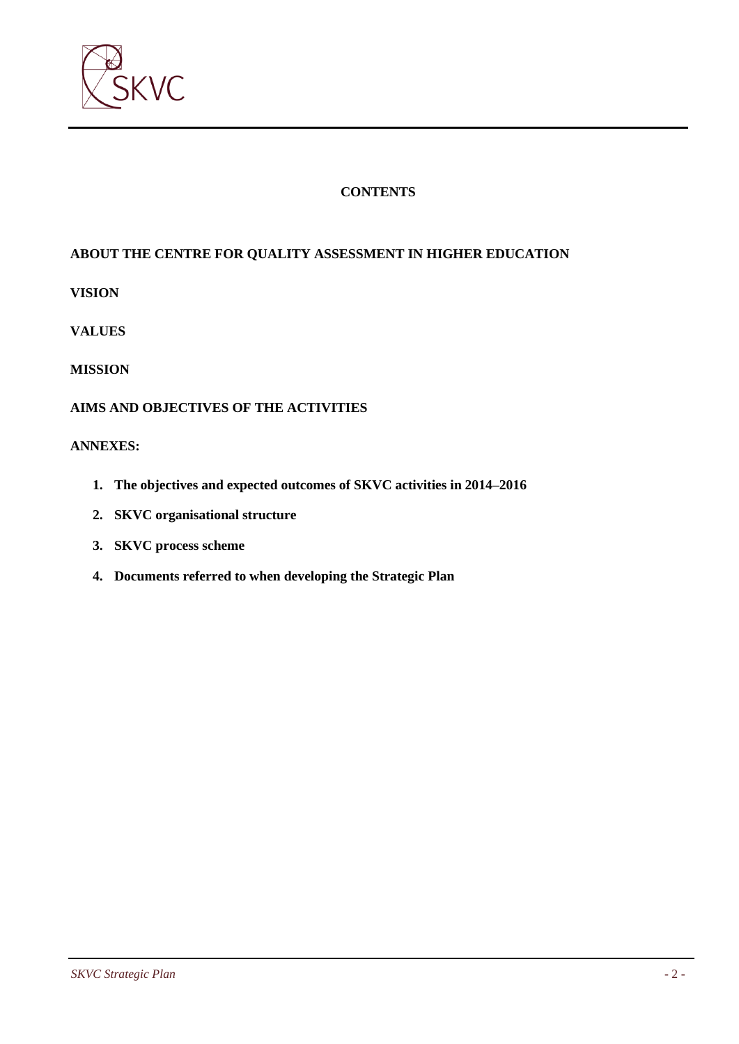**CONTENTS**

**ABOUT THE CENTRE FOR QUALITY ASSESSMENT IN HIGHER EDUCATION**

**VISION**

**VALUES**

**MISSION**

**AIMS AND OBJECTIVES OF THE ACTIVITIES**

**ANNEXES:**

1. **The objectives and expected outcomes of SKVC activities in 2014–2016**
2. **SKVC organisational structure**
3. **SKVC process scheme**
4. **Documents referred to when developing the Strategic Plan**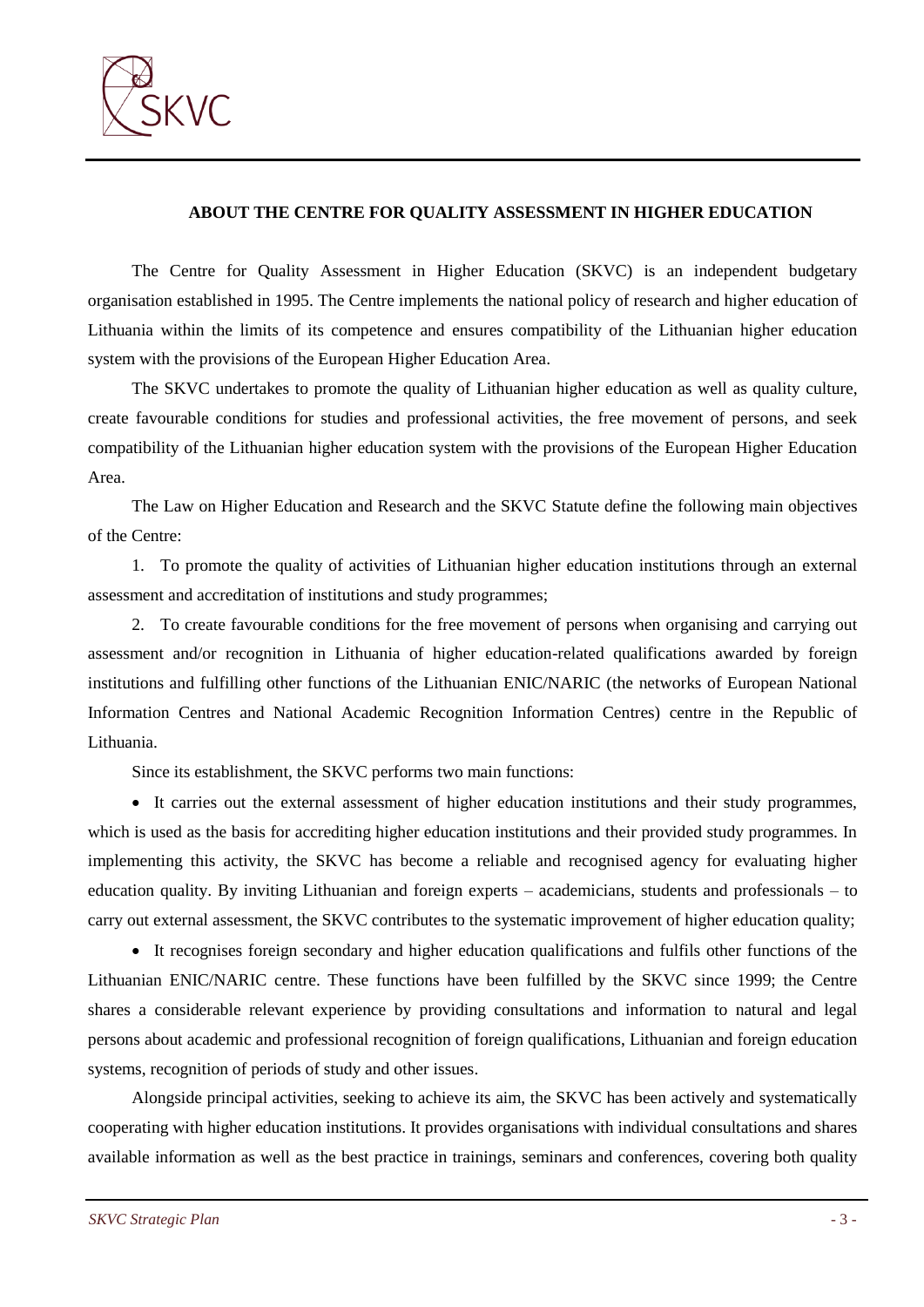## ABOUT THE CENTRE FOR QUALITY ASSESSMENT IN HIGHER EDUCATION

The Centre for Quality Assessment in Higher Education (SKVC) is an independent budgetary organisation established in 1995. The Centre implements the national policy of research and higher education of Lithuania within the limits of its competence and ensures compatibility of the Lithuanian higher education system with the provisions of the European Higher Education Area.

The SKVC undertakes to promote the quality of Lithuanian higher education as well as quality culture, create favourable conditions for studies and professional activities, the free movement of persons, and seek compatibility of the Lithuanian higher education system with the provisions of the European Higher Education Area.

The Law on Higher Education and Research and the SKVC Statute define the following main objectives of the Centre:

1. To promote the quality of activities of Lithuanian higher education institutions through an external assessment and accreditation of institutions and study programmes;
2. To create favourable conditions for the free movement of persons when organising and carrying out assessment and/or recognition in Lithuania of higher education-related qualifications awarded by foreign institutions and fulfilling other functions of the Lithuanian ENIC/NARIC (the networks of European National Information Centres and National Academic Recognition Information Centres) centre in the Republic of Lithuania.

Since its establishment, the SKVC performs two main functions:

- It carries out the external assessment of higher education institutions and their study programmes, which is used as the basis for accrediting higher education institutions and their provided study programmes. In implementing this activity, the SKVC has become a reliable and recognised agency for evaluating higher education quality. By inviting Lithuanian and foreign experts – academicians, students and professionals – to carry out external assessment, the SKVC contributes to the systematic improvement of higher education quality;
- It recognises foreign secondary and higher education qualifications and fulfils other functions of the Lithuanian ENIC/NARIC centre. These functions have been fulfilled by the SKVC since 1999; the Centre shares a considerable relevant experience by providing consultations and information to natural and legal persons about academic and professional recognition of foreign qualifications, Lithuanian and foreign education systems, recognition of periods of study and other issues.

Alongside principal activities, seeking to achieve its aim, the SKVC has been actively and systematically cooperating with higher education institutions. It provides organisations with individual consultations and shares available information as well as the best practice in trainings, seminars and conferences, covering both quality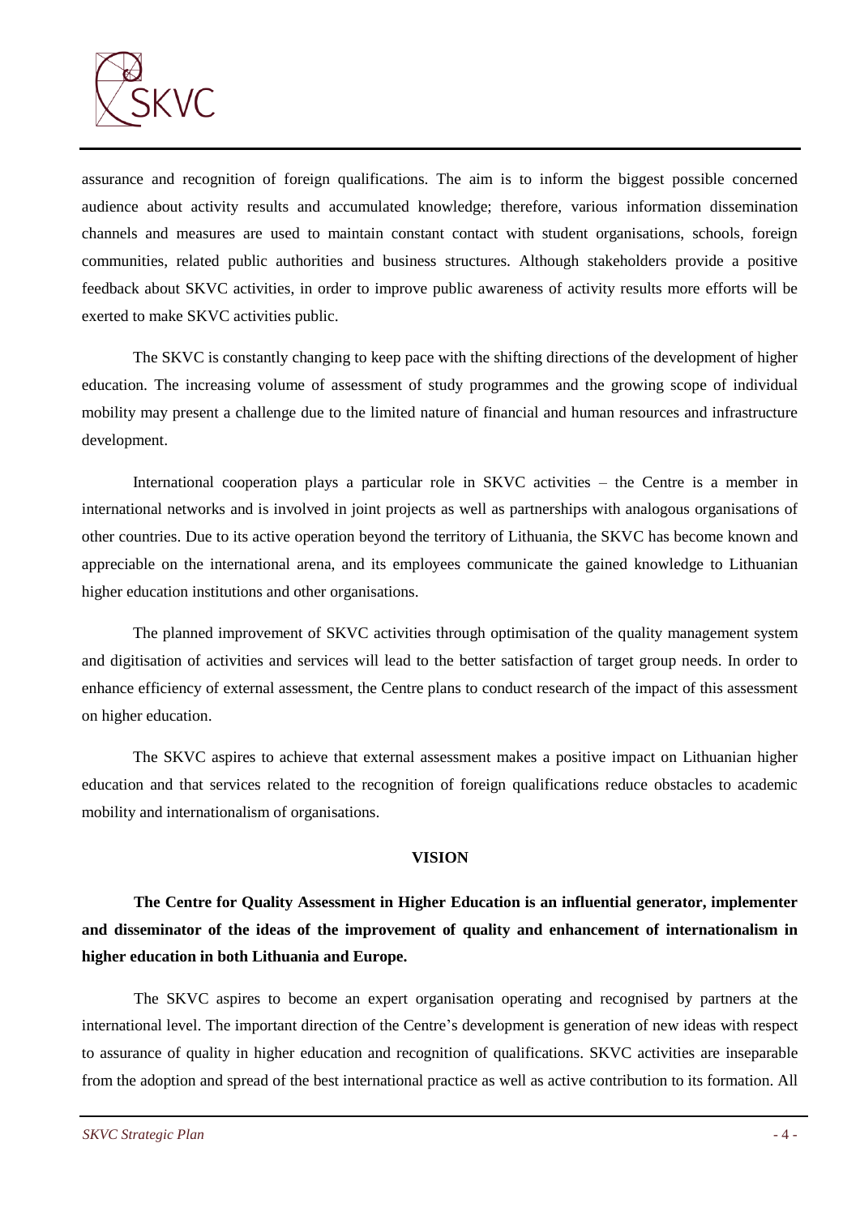assurance and recognition of foreign qualifications. The aim is to inform the biggest possible concerned audience about activity results and accumulated knowledge; therefore, various information dissemination channels and measures are used to maintain constant contact with student organisations, schools, foreign communities, related public authorities and business structures. Although stakeholders provide a positive feedback about SKVC activities, in order to improve public awareness of activity results more efforts will be exerted to make SKVC activities public.

The SKVC is constantly changing to keep pace with the shifting directions of the development of higher education. The increasing volume of assessment of study programmes and the growing scope of individual mobility may present a challenge due to the limited nature of financial and human resources and infrastructure development.

International cooperation plays a particular role in SKVC activities – the Centre is a member in international networks and is involved in joint projects as well as partnerships with analogous organisations of other countries. Due to its active operation beyond the territory of Lithuania, the SKVC has become known and appreciable on the international arena, and its employees communicate the gained knowledge to Lithuanian higher education institutions and other organisations.

The planned improvement of SKVC activities through optimisation of the quality management system and digitisation of activities and services will lead to the better satisfaction of target group needs. In order to enhance efficiency of external assessment, the Centre plans to conduct research of the impact of this assessment on higher education.

The SKVC aspires to achieve that external assessment makes a positive impact on Lithuanian higher education and that services related to the recognition of foreign qualifications reduce obstacles to academic mobility and internationalism of organisations.

## VISION

**The Centre for Quality Assessment in Higher Education is an influential generator, implementer and disseminator of the ideas of the improvement of quality and enhancement of internationalism in higher education in both Lithuania and Europe.**

The SKVC aspires to become an expert organisation operating and recognised by partners at the international level. The important direction of the Centre's development is generation of new ideas with respect to assurance of quality in higher education and recognition of qualifications. SKVC activities are inseparable from the adoption and spread of the best international practice as well as active contribution to its formation. All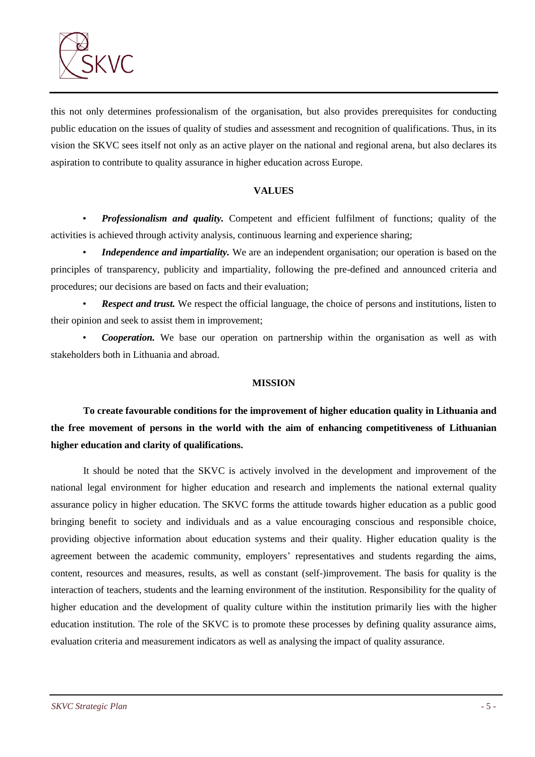this not only determines professionalism of the organisation, but also provides prerequisites for conducting public education on the issues of quality of studies and assessment and recognition of qualifications. Thus, in its vision the SKVC sees itself not only as an active player on the national and regional arena, but also declares its aspiration to contribute to quality assurance in higher education across Europe.

## VALUES

- ***Professionalism and quality.*** Competent and efficient fulfilment of functions; quality of the activities is achieved through activity analysis, continuous learning and experience sharing;
- ***Independence and impartiality.*** We are an independent organisation; our operation is based on the principles of transparency, publicity and impartiality, following the pre-defined and announced criteria and procedures; our decisions are based on facts and their evaluation;
- ***Respect and trust.*** We respect the official language, the choice of persons and institutions, listen to their opinion and seek to assist them in improvement;
- ***Cooperation.*** We base our operation on partnership within the organisation as well as with stakeholders both in Lithuania and abroad.

## MISSION

**To create favourable conditions for the improvement of higher education quality in Lithuania and the free movement of persons in the world with the aim of enhancing competitiveness of Lithuanian higher education and clarity of qualifications.**

It should be noted that the SKVC is actively involved in the development and improvement of the national legal environment for higher education and research and implements the national external quality assurance policy in higher education. The SKVC forms the attitude towards higher education as a public good bringing benefit to society and individuals and as a value encouraging conscious and responsible choice, providing objective information about education systems and their quality. Higher education quality is the agreement between the academic community, employers' representatives and students regarding the aims, content, resources and measures, results, as well as constant (self-)improvement. The basis for quality is the interaction of teachers, students and the learning environment of the institution. Responsibility for the quality of higher education and the development of quality culture within the institution primarily lies with the higher education institution. The role of the SKVC is to promote these processes by defining quality assurance aims, evaluation criteria and measurement indicators as well as analysing the impact of quality assurance.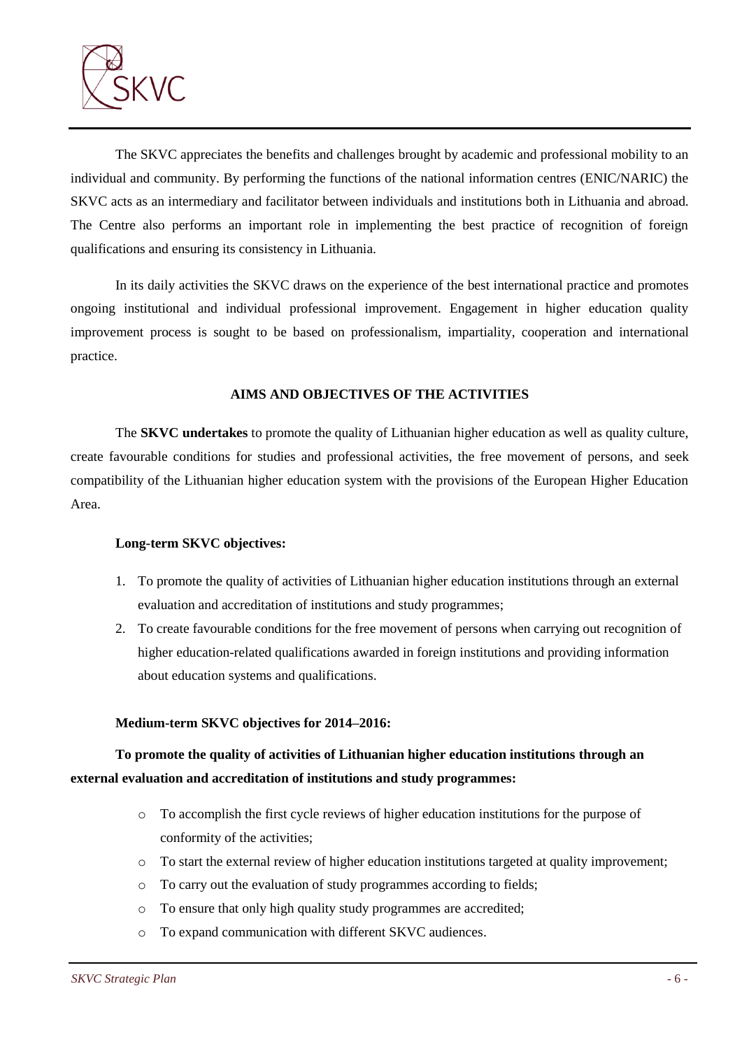The SKVC appreciates the benefits and challenges brought by academic and professional mobility to an individual and community. By performing the functions of the national information centres (ENIC/NARIC) the SKVC acts as an intermediary and facilitator between individuals and institutions both in Lithuania and abroad. The Centre also performs an important role in implementing the best practice of recognition of foreign qualifications and ensuring its consistency in Lithuania.

In its daily activities the SKVC draws on the experience of the best international practice and promotes ongoing institutional and individual professional improvement. Engagement in higher education quality improvement process is sought to be based on professionalism, impartiality, cooperation and international practice.

## AIMS AND OBJECTIVES OF THE ACTIVITIES

The **SKVC undertakes** to promote the quality of Lithuanian higher education as well as quality culture, create favourable conditions for studies and professional activities, the free movement of persons, and seek compatibility of the Lithuanian higher education system with the provisions of the European Higher Education Area.

**Long-term SKVC objectives:**

1. To promote the quality of activities of Lithuanian higher education institutions through an external evaluation and accreditation of institutions and study programmes;
2. To create favourable conditions for the free movement of persons when carrying out recognition of higher education-related qualifications awarded in foreign institutions and providing information about education systems and qualifications.

**Medium-term SKVC objectives for 2014–2016:**

**To promote the quality of activities of Lithuanian higher education institutions through an external evaluation and accreditation of institutions and study programmes:**

- To accomplish the first cycle reviews of higher education institutions for the purpose of conformity of the activities;
- To start the external review of higher education institutions targeted at quality improvement;
- To carry out the evaluation of study programmes according to fields;
- To ensure that only high quality study programmes are accredited;
- To expand communication with different SKVC audiences.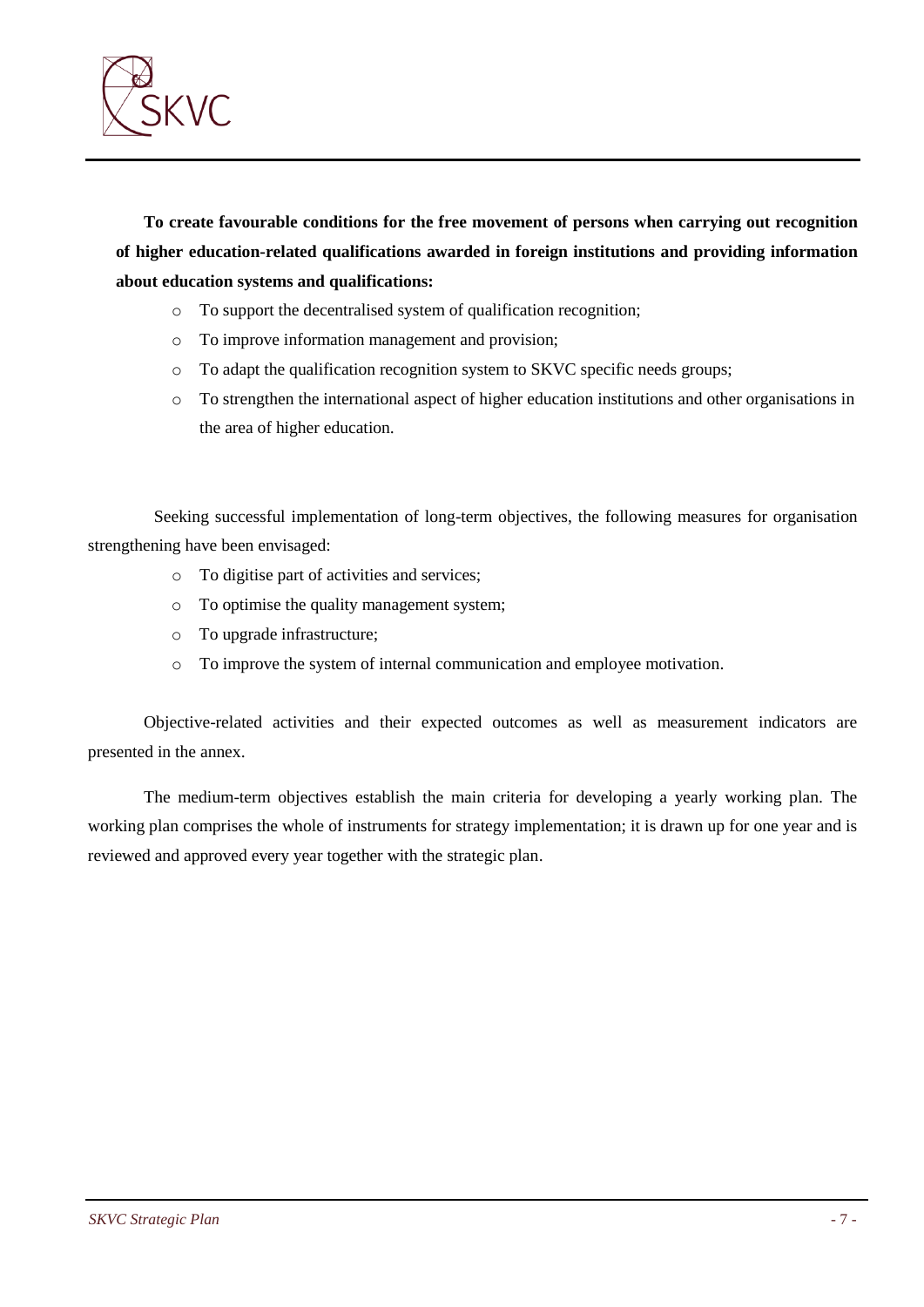**To create favourable conditions for the free movement of persons when carrying out recognition of higher education-related qualifications awarded in foreign institutions and providing information about education systems and qualifications:**

- To support the decentralised system of qualification recognition;
- To improve information management and provision;
- To adapt the qualification recognition system to SKVC specific needs groups;
- To strengthen the international aspect of higher education institutions and other organisations in the area of higher education.

Seeking successful implementation of long-term objectives, the following measures for organisation strengthening have been envisaged:

- To digitise part of activities and services;
- To optimise the quality management system;
- To upgrade infrastructure;
- To improve the system of internal communication and employee motivation.

Objective-related activities and their expected outcomes as well as measurement indicators are presented in the annex.

The medium-term objectives establish the main criteria for developing a yearly working plan. The working plan comprises the whole of instruments for strategy implementation; it is drawn up for one year and is reviewed and approved every year together with the strategic plan.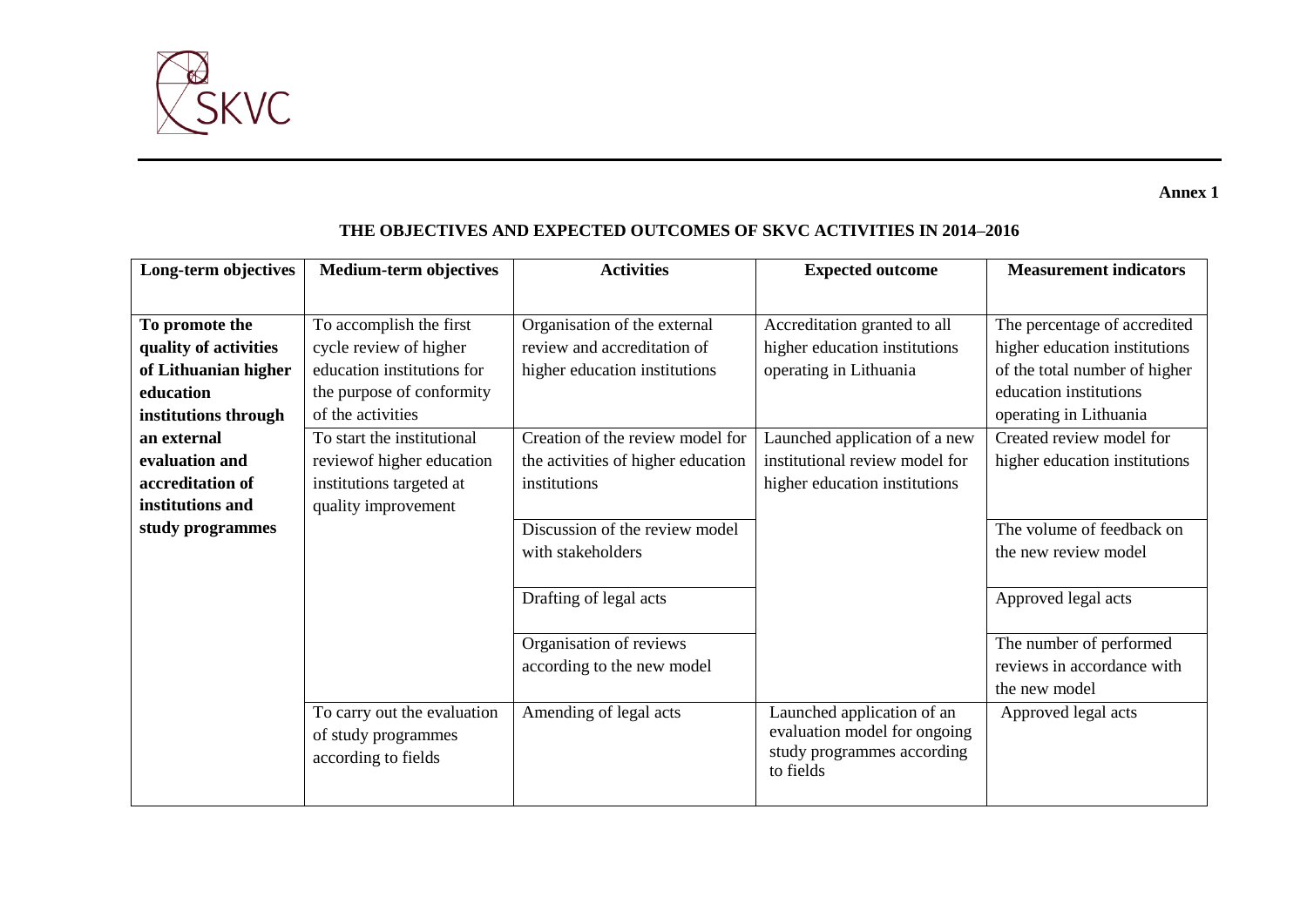**Annex 1**

**THE OBJECTIVES AND EXPECTED OUTCOMES OF SKVC ACTIVITIES IN 2014–2016**

| Long-term objectives | Medium-term objectives | Activities | Expected outcome | Measurement indicators |
|---|---|---|---|---|
| **To promote the quality of activities of Lithuanian higher education institutions through an external evaluation and accreditation of institutions and study programmes** | To accomplish the first cycle review of higher education institutions for the purpose of conformity of the activities | Organisation of the external review and accreditation of higher education institutions | Accreditation granted to all higher education institutions operating in Lithuania | The percentage of accredited higher education institutions of the total number of higher education institutions operating in Lithuania |
| | To start the institutional reviewof higher education institutions targeted at quality improvement | Creation of the review model for the activities of higher education institutions | Launched application of a new institutional review model for higher education institutions | Created review model for higher education institutions |
| | | Discussion of the review model with stakeholders | | The volume of feedback on the new review model |
| | | Drafting of legal acts | | Approved legal acts |
| | | Organisation of reviews according to the new model | | The number of performed reviews in accordance with the new model |
| | To carry out the evaluation of study programmes according to fields | Amending of legal acts | Launched application of an evaluation model for ongoing study programmes according to fields | Approved legal acts |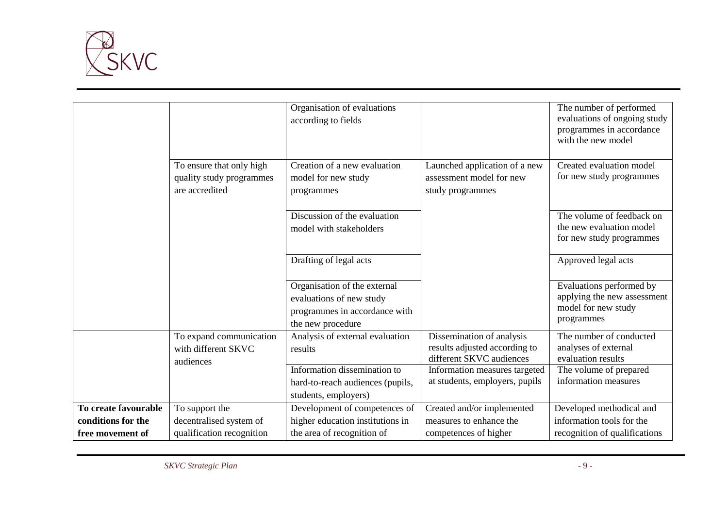| | | | | |
|---|---|---|---|---|
| | | Organisation of evaluations according to fields | | The number of performed evaluations of ongoing study programmes in accordance with the new model |
| | To ensure that only high quality study programmes are accredited | Creation of a new evaluation model for new study programmes | Launched application of a new assessment model for new study programmes | Created evaluation model for new study programmes |
| | | Discussion of the evaluation model with stakeholders | | The volume of feedback on the new evaluation model for new study programmes |
| | | Drafting of legal acts | | Approved legal acts |
| | | Organisation of the external evaluations of new study programmes in accordance with the new procedure | | Evaluations performed by applying the new assessment model for new study programmes |
| | To expand communication with different SKVC audiences | Analysis of external evaluation results | Dissemination of analysis results adjusted according to different SKVC audiences | The number of conducted analyses of external evaluation results |
| | | Information dissemination to hard-to-reach audiences (pupils, students, employers) | Information measures targeted at students, employers, pupils | The volume of prepared information measures |
| **To create favourable conditions for the free movement of** | To support the decentralised system of qualification recognition | Development of competences of higher education institutions in the area of recognition of | Created and/or implemented measures to enhance the competences of higher | Developed methodical and information tools for the recognition of qualifications |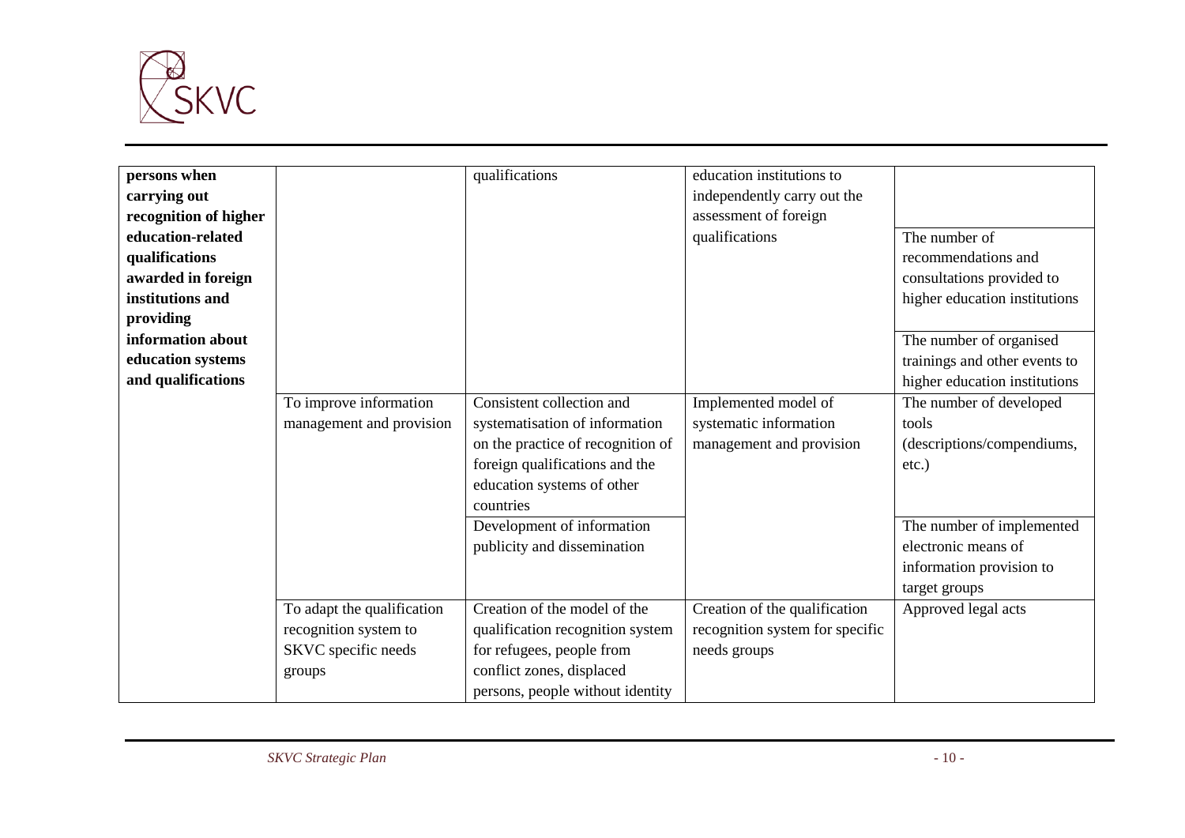| | | | | |
|---|---|---|---|---|
| **persons when carrying out recognition of higher education-related qualifications awarded in foreign institutions and providing information about education systems and qualifications** | | qualifications | education institutions to independently carry out the assessment of foreign qualifications | The number of recommendations and consultations provided to higher education institutions<br><br>The number of organised trainings and other events to higher education institutions |
| | To improve information management and provision | Consistent collection and systematisation of information on the practice of recognition of foreign qualifications and the education systems of other countries | Implemented model of systematic information management and provision | The number of developed tools (descriptions/compendiums, etc.) |
| | | Development of information publicity and dissemination | | The number of implemented electronic means of information provision to target groups |
| | To adapt the qualification recognition system to SKVC specific needs groups | Creation of the model of the qualification recognition system for refugees, people from conflict zones, displaced persons, people without identity | Creation of the qualification recognition system for specific needs groups | Approved legal acts |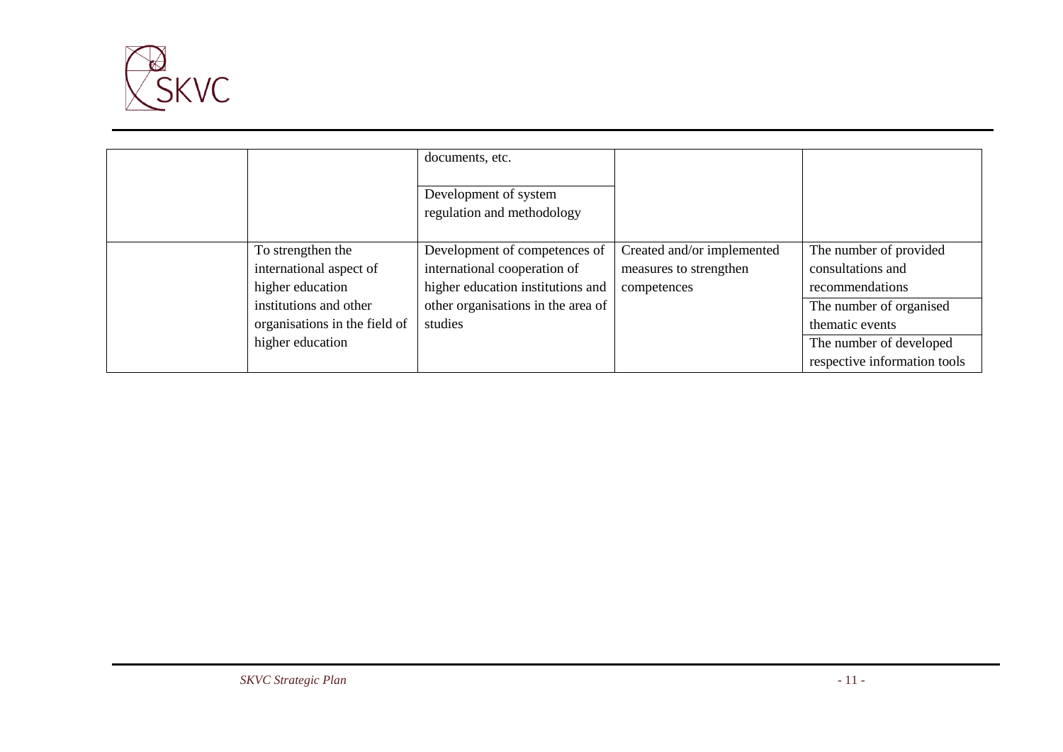|  |  |  |  |  |
|---|---|---|---|---|
|  |  | documents, etc. |  |  |
|  |  | Development of system regulation and methodology |  |  |
|  | To strengthen the international aspect of higher education institutions and other organisations in the field of higher education | Development of competences of international cooperation of higher education institutions and other organisations in the area of studies | Created and/or implemented measures to strengthen competences | The number of provided consultations and recommendations |
|  |  |  |  | The number of organised thematic events |
|  |  |  |  | The number of developed respective information tools |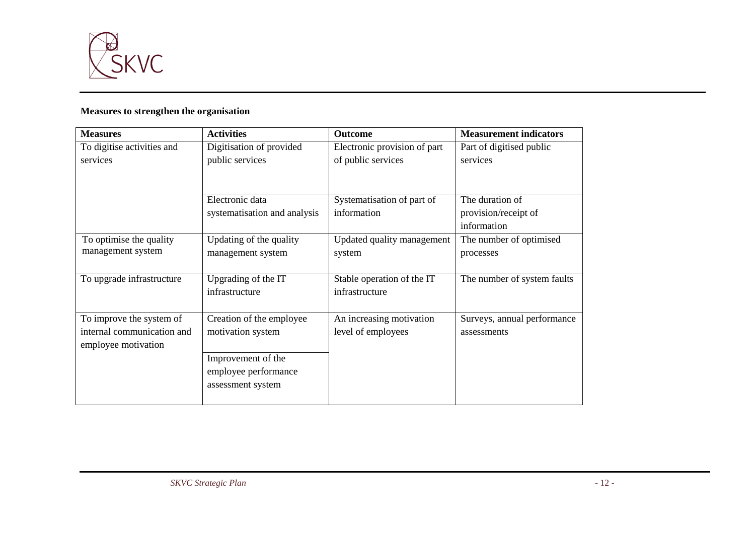**Measures to strengthen the organisation**

| Measures | Activities | Outcome | Measurement indicators |
|---|---|---|---|
| To digitise activities and services | Digitisation of provided public services | Electronic provision of part of public services | Part of digitised public services |
| | Electronic data systematisation and analysis | Systematisation of part of information | The duration of provision/receipt of information |
| To optimise the quality management system | Updating of the quality management system | Updated quality management system | The number of optimised processes |
| To upgrade infrastructure | Upgrading of the IT infrastructure | Stable operation of the IT infrastructure | The number of system faults |
| To improve the system of internal communication and employee motivation | Creation of the employee motivation system | An increasing motivation level of employees | Surveys, annual performance assessments |
| | Improvement of the employee performance assessment system | | |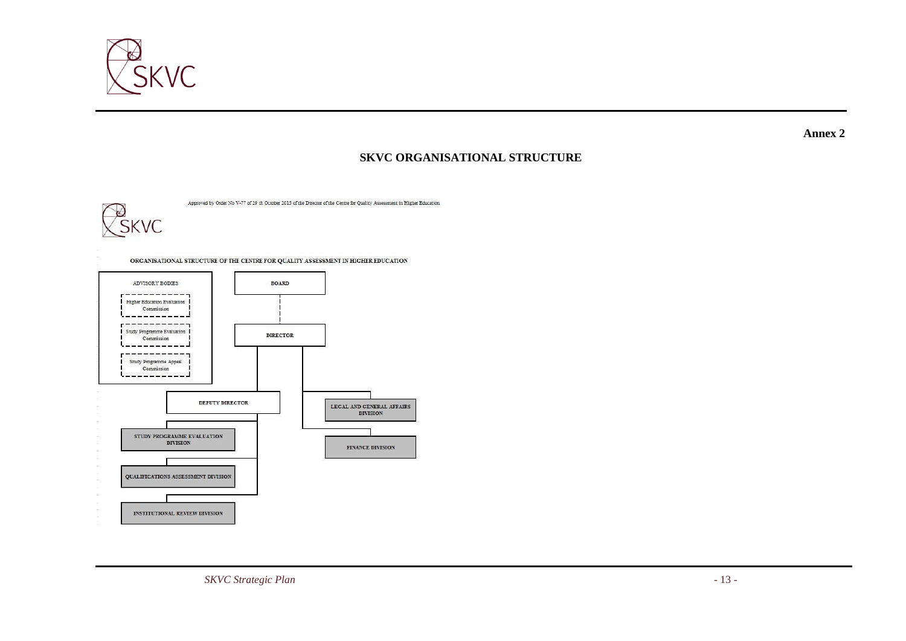Annex 2

## SKVC ORGANISATIONAL STRUCTURE

Approved by Order No V-77 of 29 th October 2015 of the Director of the Centre for Quality Assessment in Higher Education

ORGANISATIONAL STRUCTURE OF THE CENTRE FOR QUALITY ASSESSMENT IN HIGHER EDUCATION

ADVISORY BODIES
- Higher Education Evaluation Commission
- Study Programme Evaluation Commission
- Study Programme Appeal Commission

BOARD

DIRECTOR
- DEPUTY DIRECTOR
  - STUDY PROGRAMME EVALUATION DIVISION
  - QUALIFICATIONS ASSESSMENT DIVISION
  - INSTITUTIONAL REVIEW DIVISION
- LEGAL AND GENERAL AFFAIRS DIVISION
- FINANCE DIVISION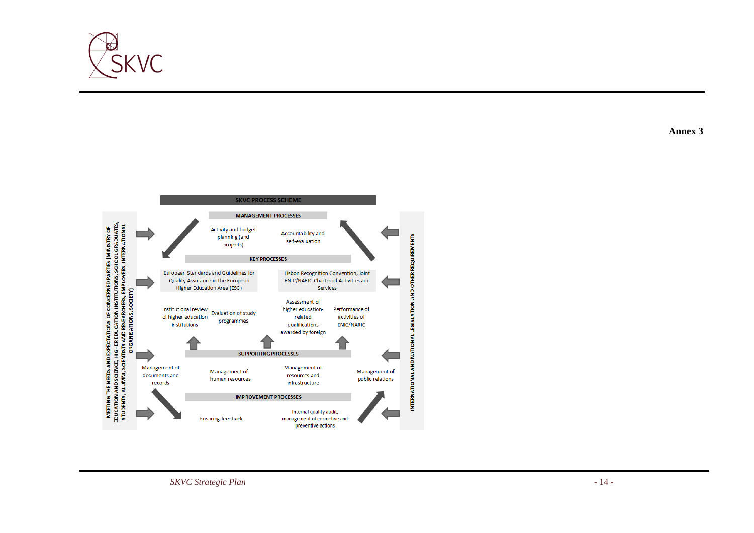**Annex 3**

**SKVC PROCESS SCHEME**

**MEETING THE NEEDS AND EXPECTATIONS OF CONCERNED PARTIES (MINISTRY OF EDUCATION AND SCIENCE, HIGHER EDUCATION INSTITUTIONS, SCHOOL GRADUATES, STUDENTS, ALUMNI, SCIENTISTS AND RESEARCHERS, EMPLOYERS, INTERNATIONAL ORGANISATIONS, SOCIETY)**

**MANAGEMENT PROCESSES**

- Activity and budget planning (and projects)
- Accountability and self-evaluation

**KEY PROCESSES**

- European Standards and Guidelines for Quality Assurance in the European Higher Education Area (ESG)
  - Institutional review of higher education institutions
  - Evaluation of study programmes
- Lisbon Recognition Convention, Joint ENIC/NARIC Charter of Activities and Services
  - Assessment of higher education-related qualifications awarded by foreign
  - Performance of activities of ENIC/NARIC

**SUPPORTING PROCESSES**

- Management of documents and records
- Management of human resources
- Management of resources and infrastructure
- Management of public relations

**IMPROVEMENT PROCESSES**

- Ensuring feedback
- Internal quality audit, management of corrective and preventive actions

**INTERNATIONAL AND NATIONAL LEGISLATION AND OTHER REQUIREMENTS**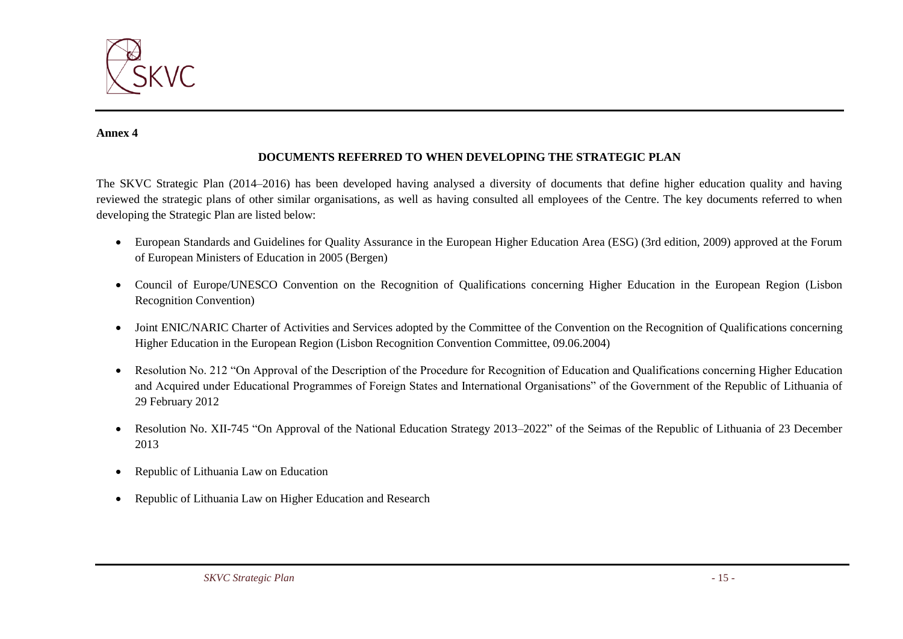**Annex 4**

## DOCUMENTS REFERRED TO WHEN DEVELOPING THE STRATEGIC PLAN

The SKVC Strategic Plan (2014–2016) has been developed having analysed a diversity of documents that define higher education quality and having reviewed the strategic plans of other similar organisations, as well as having consulted all employees of the Centre. The key documents referred to when developing the Strategic Plan are listed below:

- European Standards and Guidelines for Quality Assurance in the European Higher Education Area (ESG) (3rd edition, 2009) approved at the Forum of European Ministers of Education in 2005 (Bergen)
- Council of Europe/UNESCO Convention on the Recognition of Qualifications concerning Higher Education in the European Region (Lisbon Recognition Convention)
- Joint ENIC/NARIC Charter of Activities and Services adopted by the Committee of the Convention on the Recognition of Qualifications concerning Higher Education in the European Region (Lisbon Recognition Convention Committee, 09.06.2004)
- Resolution No. 212 "On Approval of the Description of the Procedure for Recognition of Education and Qualifications concerning Higher Education and Acquired under Educational Programmes of Foreign States and International Organisations" of the Government of the Republic of Lithuania of 29 February 2012
- Resolution No. XII-745 "On Approval of the National Education Strategy 2013–2022" of the Seimas of the Republic of Lithuania of 23 December 2013
- Republic of Lithuania Law on Education
- Republic of Lithuania Law on Higher Education and Research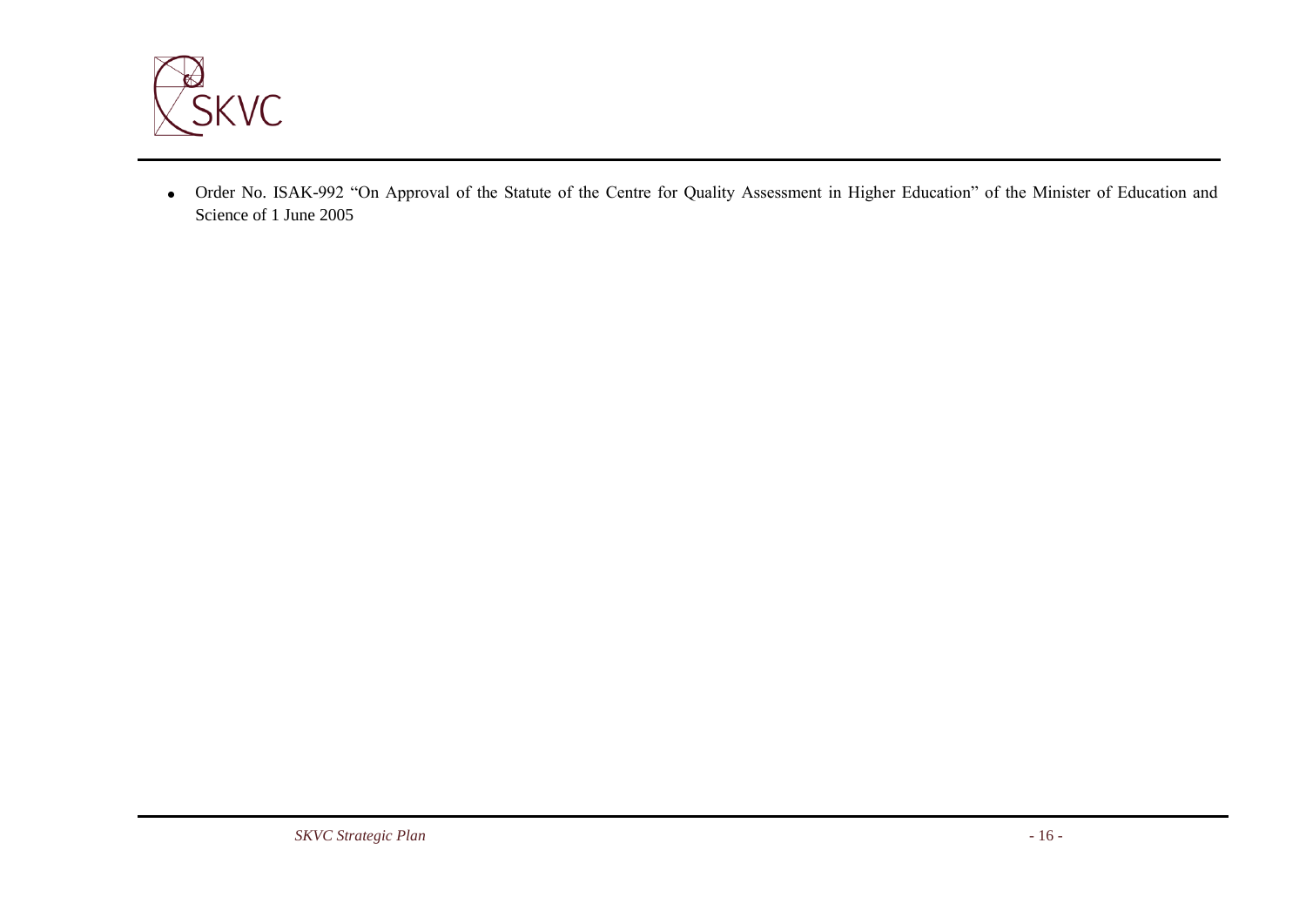- Order No. ISAK-992 “On Approval of the Statute of the Centre for Quality Assessment in Higher Education” of the Minister of Education and Science of 1 June 2005